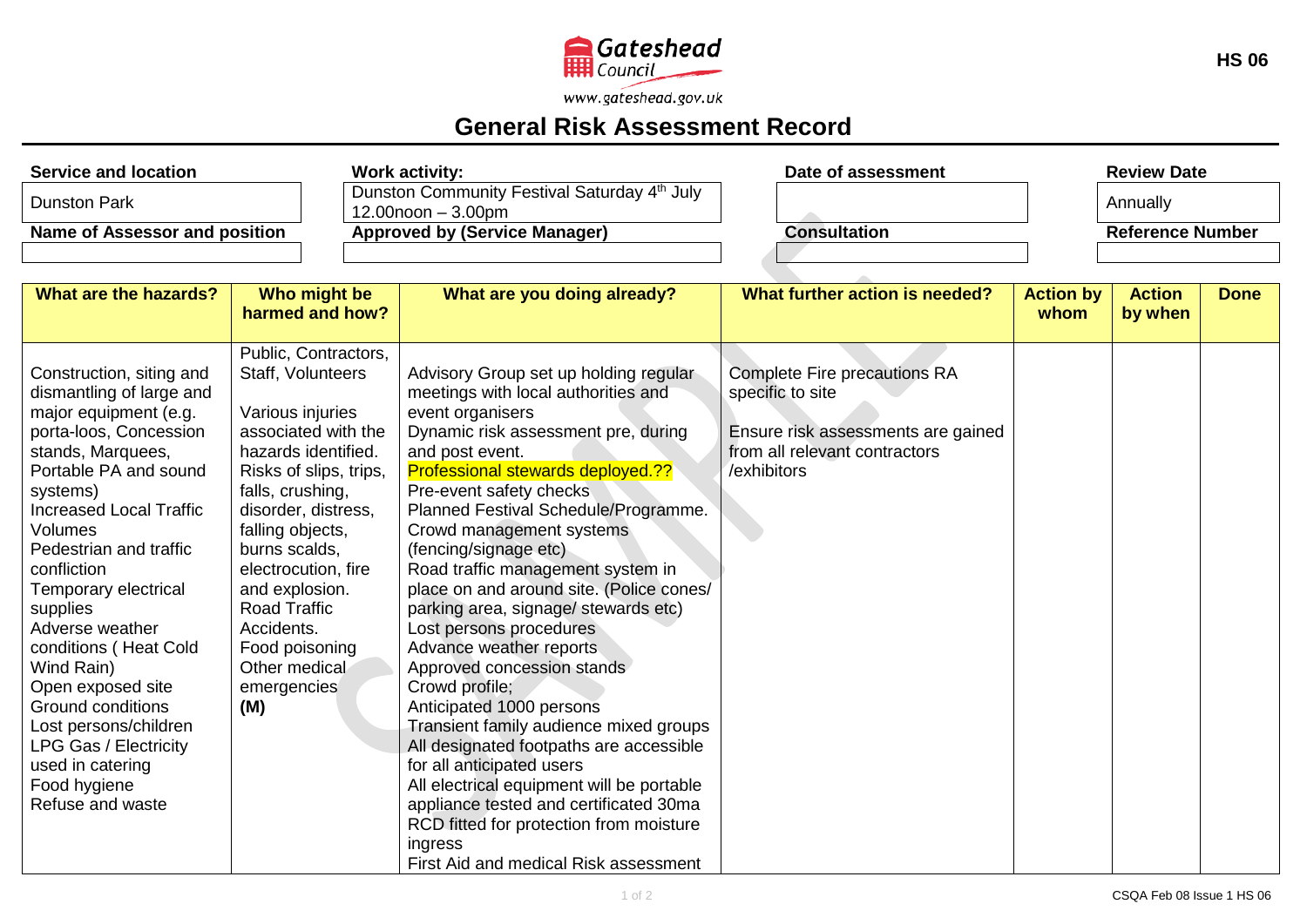Gateshead Council

www.gateshead.gov.uk

HS 06

# General Risk Assessment Record

| Service and location | Work activity: | Date of assessment | Review Date |
|---|---|---|---|
| Dunston Park | Dunston Community Festival Saturday 4th July 12.00noon – 3.00pm | | Annually |
| **Name of Assessor and position** | **Approved by (Service Manager)** | **Consultation** | **Reference Number** |
| | | | |

| What are the hazards? | Who might be harmed and how? | What are you doing already? | What further action is needed? | Action by whom | Action by when | Done |
|---|---|---|---|---|---|---|
| Construction, siting and dismantling of large and major equipment (e.g. porta-loos, Concession stands, Marquees, Portable PA and sound systems)<br>Increased Local Traffic Volumes<br>Pedestrian and traffic confliction<br>Temporary electrical supplies<br>Adverse weather conditions ( Heat Cold Wind Rain)<br>Open exposed site<br>Ground conditions<br>Lost persons/children<br>LPG Gas / Electricity used in catering<br>Food hygiene<br>Refuse and waste | Public, Contractors, Staff, Volunteers<br><br>Various injuries associated with the hazards identified. Risks of slips, trips, falls, crushing, disorder, distress, falling objects, burns scalds, electrocution, fire and explosion.<br>Road Traffic Accidents.<br>Food poisoning<br>Other medical emergencies<br>**(M)** | Advisory Group set up holding regular meetings with local authorities and event organisers<br>Dynamic risk assessment pre, during and post event.<br>Professional stewards deployed.??<br>Pre-event safety checks<br>Planned Festival Schedule/Programme.<br>Crowd management systems (fencing/signage etc)<br>Road traffic management system in place on and around site. (Police cones/ parking area, signage/ stewards etc)<br>Lost persons procedures<br>Advance weather reports<br>Approved concession stands<br>Crowd profile;<br>Anticipated 1000 persons<br>Transient family audience mixed groups<br>All designated footpaths are accessible for all anticipated users<br>All electrical equipment will be portable appliance tested and certificated 30ma RCD fitted for protection from moisture ingress<br>First Aid and medical Risk assessment | Complete Fire precautions RA specific to site<br><br>Ensure risk assessments are gained from all relevant contractors /exhibitors | | | |

CSQA Feb 08 Issue 1 HS 06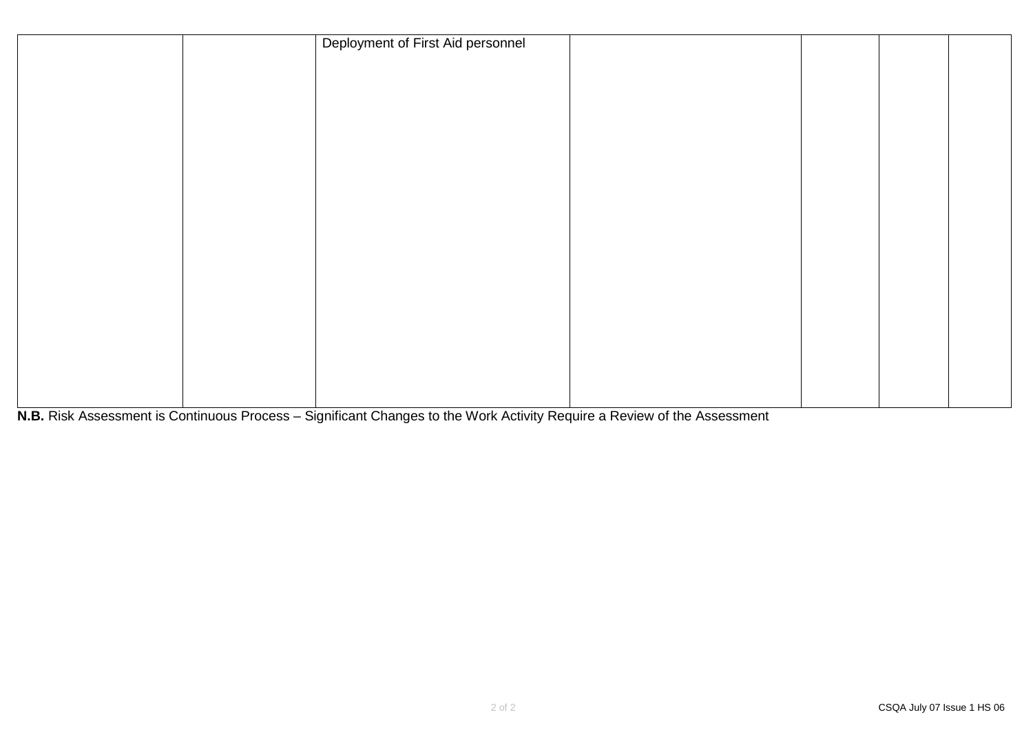| | | | | | | |
|---|---|---|---|---|---|---|
| | | Deployment of First Aid personnel | | | | |

**N.B.** Risk Assessment is Continuous Process – Significant Changes to the Work Activity Require a Review of the Assessment